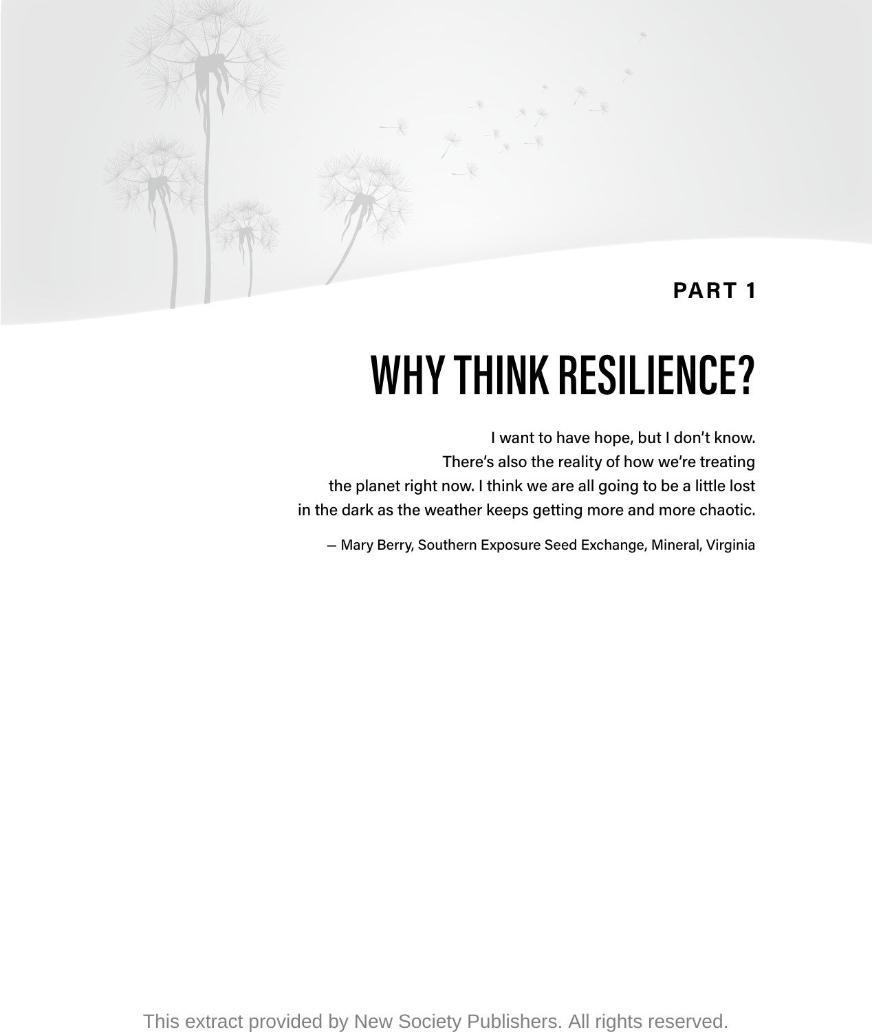**PART 1**

# WHY THINK RESILIENCE?

I want to have hope, but I don't know.
There's also the reality of how we're treating
the planet right now. I think we are all going to be a little lost
in the dark as the weather keeps getting more and more chaotic.

— Mary Berry, Southern Exposure Seed Exchange, Mineral, Virginia

This extract provided by New Society Publishers. All rights reserved.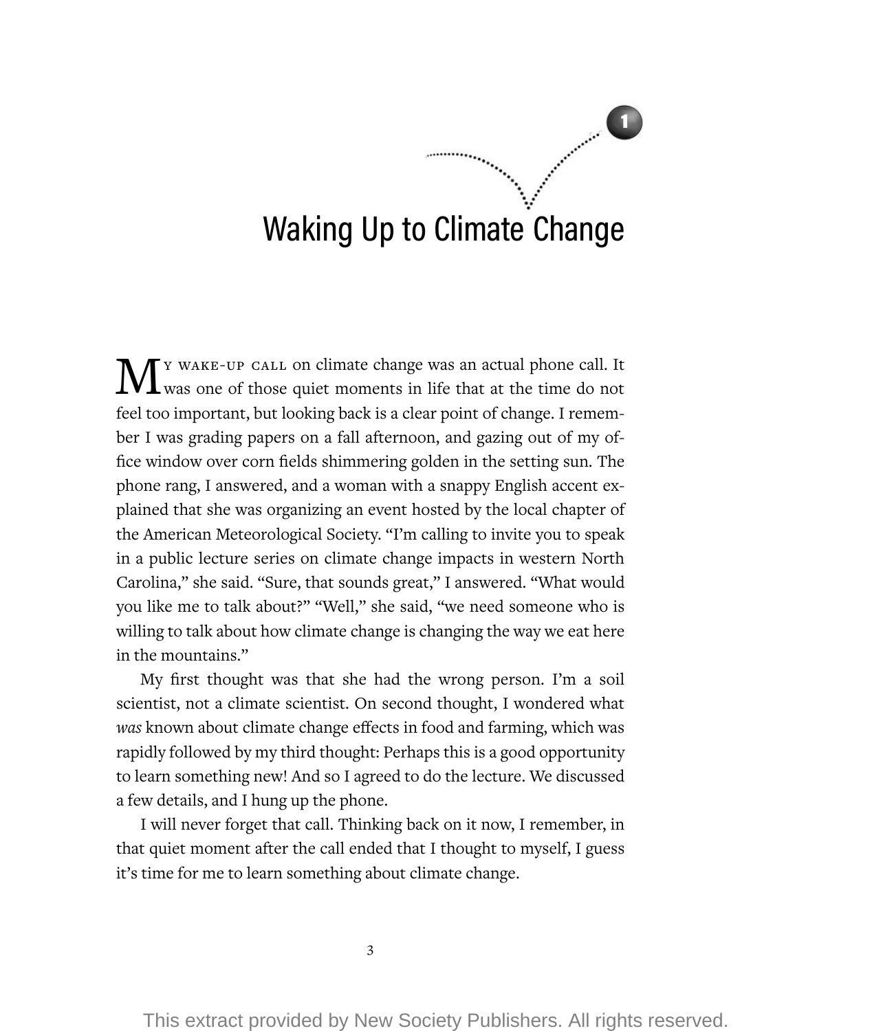# 1 Waking Up to Climate Change

My wake-up call on climate change was an actual phone call. It was one of those quiet moments in life that at the time do not feel too important, but looking back is a clear point of change. I remember I was grading papers on a fall afternoon, and gazing out of my office window over corn fields shimmering golden in the setting sun. The phone rang, I answered, and a woman with a snappy English accent explained that she was organizing an event hosted by the local chapter of the American Meteorological Society. "I'm calling to invite you to speak in a public lecture series on climate change impacts in western North Carolina," she said. "Sure, that sounds great," I answered. "What would you like me to talk about?" "Well," she said, "we need someone who is willing to talk about how climate change is changing the way we eat here in the mountains."

My first thought was that she had the wrong person. I'm a soil scientist, not a climate scientist. On second thought, I wondered what *was* known about climate change effects in food and farming, which was rapidly followed by my third thought: Perhaps this is a good opportunity to learn something new! And so I agreed to do the lecture. We discussed a few details, and I hung up the phone.

I will never forget that call. Thinking back on it now, I remember, in that quiet moment after the call ended that I thought to myself, I guess it's time for me to learn something about climate change.

This extract provided by New Society Publishers. All rights reserved.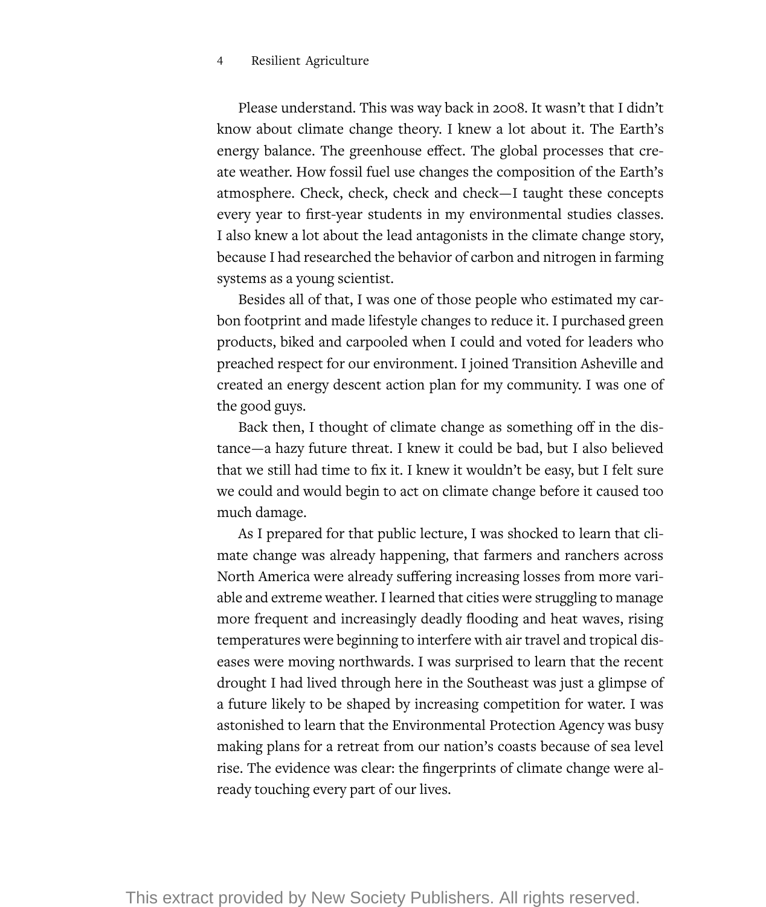Please understand. This was way back in 2008. It wasn't that I didn't know about climate change theory. I knew a lot about it. The Earth's energy balance. The greenhouse effect. The global processes that create weather. How fossil fuel use changes the composition of the Earth's atmosphere. Check, check, check and check—I taught these concepts every year to first-year students in my environmental studies classes. I also knew a lot about the lead antagonists in the climate change story, because I had researched the behavior of carbon and nitrogen in farming systems as a young scientist.

Besides all of that, I was one of those people who estimated my carbon footprint and made lifestyle changes to reduce it. I purchased green products, biked and carpooled when I could and voted for leaders who preached respect for our environment. I joined Transition Asheville and created an energy descent action plan for my community. I was one of the good guys.

Back then, I thought of climate change as something off in the distance—a hazy future threat. I knew it could be bad, but I also believed that we still had time to fix it. I knew it wouldn't be easy, but I felt sure we could and would begin to act on climate change before it caused too much damage.

As I prepared for that public lecture, I was shocked to learn that climate change was already happening, that farmers and ranchers across North America were already suffering increasing losses from more variable and extreme weather. I learned that cities were struggling to manage more frequent and increasingly deadly flooding and heat waves, rising temperatures were beginning to interfere with air travel and tropical diseases were moving northwards. I was surprised to learn that the recent drought I had lived through here in the Southeast was just a glimpse of a future likely to be shaped by increasing competition for water. I was astonished to learn that the Environmental Protection Agency was busy making plans for a retreat from our nation's coasts because of sea level rise. The evidence was clear: the fingerprints of climate change were already touching every part of our lives.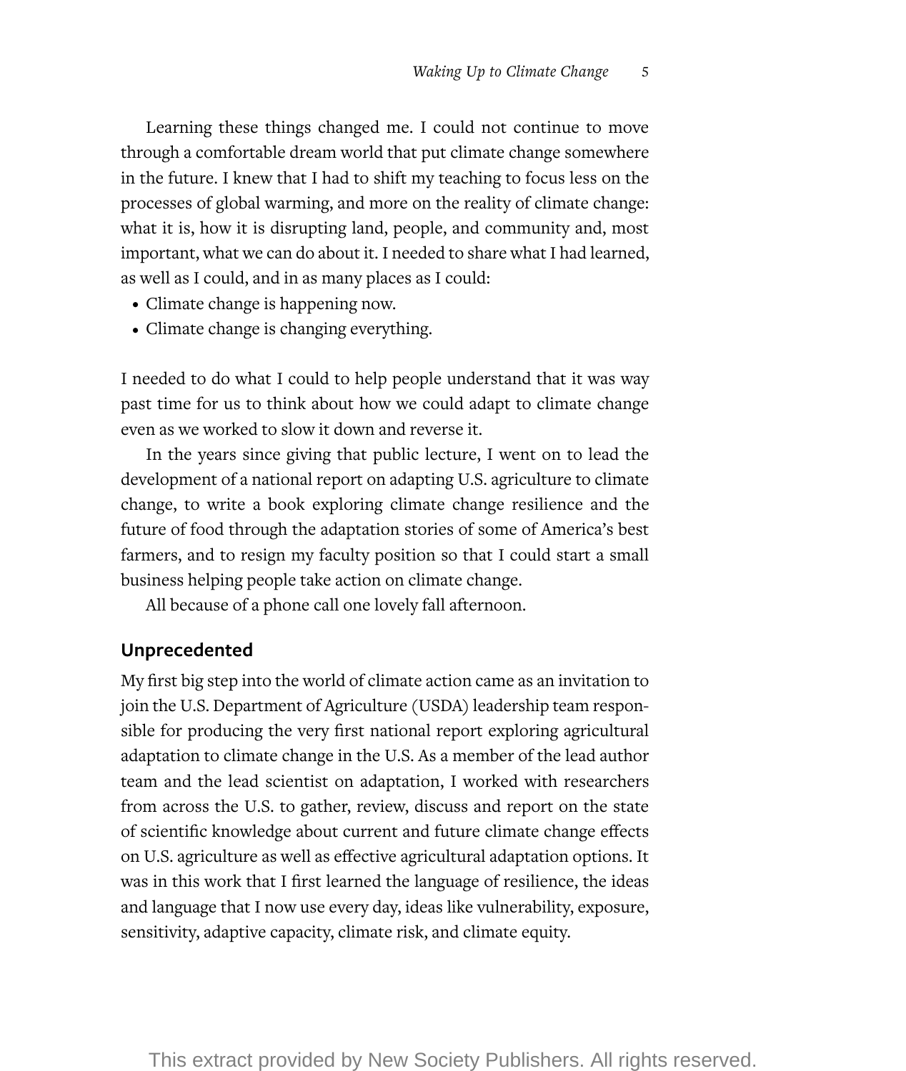Learning these things changed me. I could not continue to move through a comfortable dream world that put climate change somewhere in the future. I knew that I had to shift my teaching to focus less on the processes of global warming, and more on the reality of climate change: what it is, how it is disrupting land, people, and community and, most important, what we can do about it. I needed to share what I had learned, as well as I could, and in as many places as I could:

- Climate change is happening now.
- Climate change is changing everything.

I needed to do what I could to help people understand that it was way past time for us to think about how we could adapt to climate change even as we worked to slow it down and reverse it.

In the years since giving that public lecture, I went on to lead the development of a national report on adapting U.S. agriculture to climate change, to write a book exploring climate change resilience and the future of food through the adaptation stories of some of America's best farmers, and to resign my faculty position so that I could start a small business helping people take action on climate change.

All because of a phone call one lovely fall afternoon.

## Unprecedented

My first big step into the world of climate action came as an invitation to join the U.S. Department of Agriculture (USDA) leadership team responsible for producing the very first national report exploring agricultural adaptation to climate change in the U.S. As a member of the lead author team and the lead scientist on adaptation, I worked with researchers from across the U.S. to gather, review, discuss and report on the state of scientific knowledge about current and future climate change effects on U.S. agriculture as well as effective agricultural adaptation options. It was in this work that I first learned the language of resilience, the ideas and language that I now use every day, ideas like vulnerability, exposure, sensitivity, adaptive capacity, climate risk, and climate equity.

This extract provided by New Society Publishers. All rights reserved.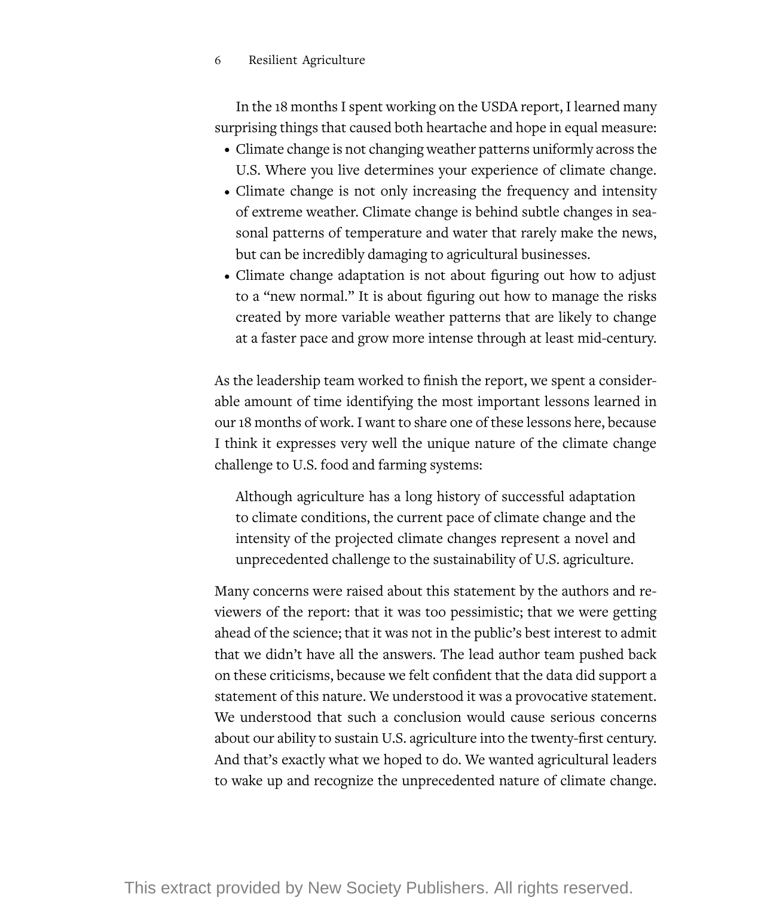In the 18 months I spent working on the USDA report, I learned many surprising things that caused both heartache and hope in equal measure:

- Climate change is not changing weather patterns uniformly across the U.S. Where you live determines your experience of climate change.
- Climate change is not only increasing the frequency and intensity of extreme weather. Climate change is behind subtle changes in seasonal patterns of temperature and water that rarely make the news, but can be incredibly damaging to agricultural businesses.
- Climate change adaptation is not about figuring out how to adjust to a "new normal." It is about figuring out how to manage the risks created by more variable weather patterns that are likely to change at a faster pace and grow more intense through at least mid-century.

As the leadership team worked to finish the report, we spent a considerable amount of time identifying the most important lessons learned in our 18 months of work. I want to share one of these lessons here, because I think it expresses very well the unique nature of the climate change challenge to U.S. food and farming systems:

> Although agriculture has a long history of successful adaptation to climate conditions, the current pace of climate change and the intensity of the projected climate changes represent a novel and unprecedented challenge to the sustainability of U.S. agriculture.

Many concerns were raised about this statement by the authors and reviewers of the report: that it was too pessimistic; that we were getting ahead of the science; that it was not in the public's best interest to admit that we didn't have all the answers. The lead author team pushed back on these criticisms, because we felt confident that the data did support a statement of this nature. We understood it was a provocative statement. We understood that such a conclusion would cause serious concerns about our ability to sustain U.S. agriculture into the twenty-first century. And that's exactly what we hoped to do. We wanted agricultural leaders to wake up and recognize the unprecedented nature of climate change.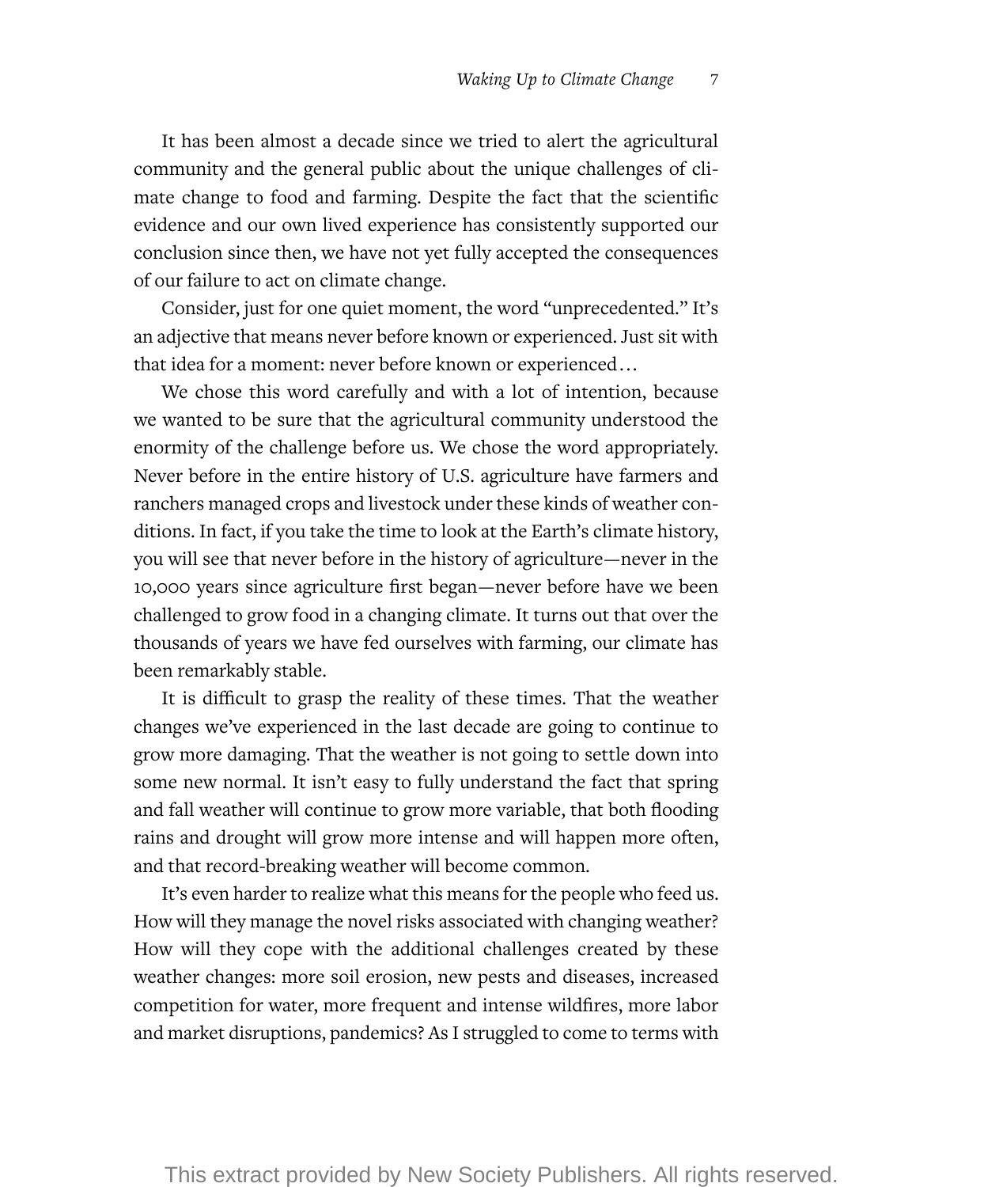It has been almost a decade since we tried to alert the agricultural community and the general public about the unique challenges of climate change to food and farming. Despite the fact that the scientific evidence and our own lived experience has consistently supported our conclusion since then, we have not yet fully accepted the consequences of our failure to act on climate change.

Consider, just for one quiet moment, the word "unprecedented." It's an adjective that means never before known or experienced. Just sit with that idea for a moment: never before known or experienced…

We chose this word carefully and with a lot of intention, because we wanted to be sure that the agricultural community understood the enormity of the challenge before us. We chose the word appropriately. Never before in the entire history of U.S. agriculture have farmers and ranchers managed crops and livestock under these kinds of weather conditions. In fact, if you take the time to look at the Earth's climate history, you will see that never before in the history of agriculture—never in the 10,000 years since agriculture first began—never before have we been challenged to grow food in a changing climate. It turns out that over the thousands of years we have fed ourselves with farming, our climate has been remarkably stable.

It is difficult to grasp the reality of these times. That the weather changes we've experienced in the last decade are going to continue to grow more damaging. That the weather is not going to settle down into some new normal. It isn't easy to fully understand the fact that spring and fall weather will continue to grow more variable, that both flooding rains and drought will grow more intense and will happen more often, and that record-breaking weather will become common.

It's even harder to realize what this means for the people who feed us. How will they manage the novel risks associated with changing weather? How will they cope with the additional challenges created by these weather changes: more soil erosion, new pests and diseases, increased competition for water, more frequent and intense wildfires, more labor and market disruptions, pandemics? As I struggled to come to terms with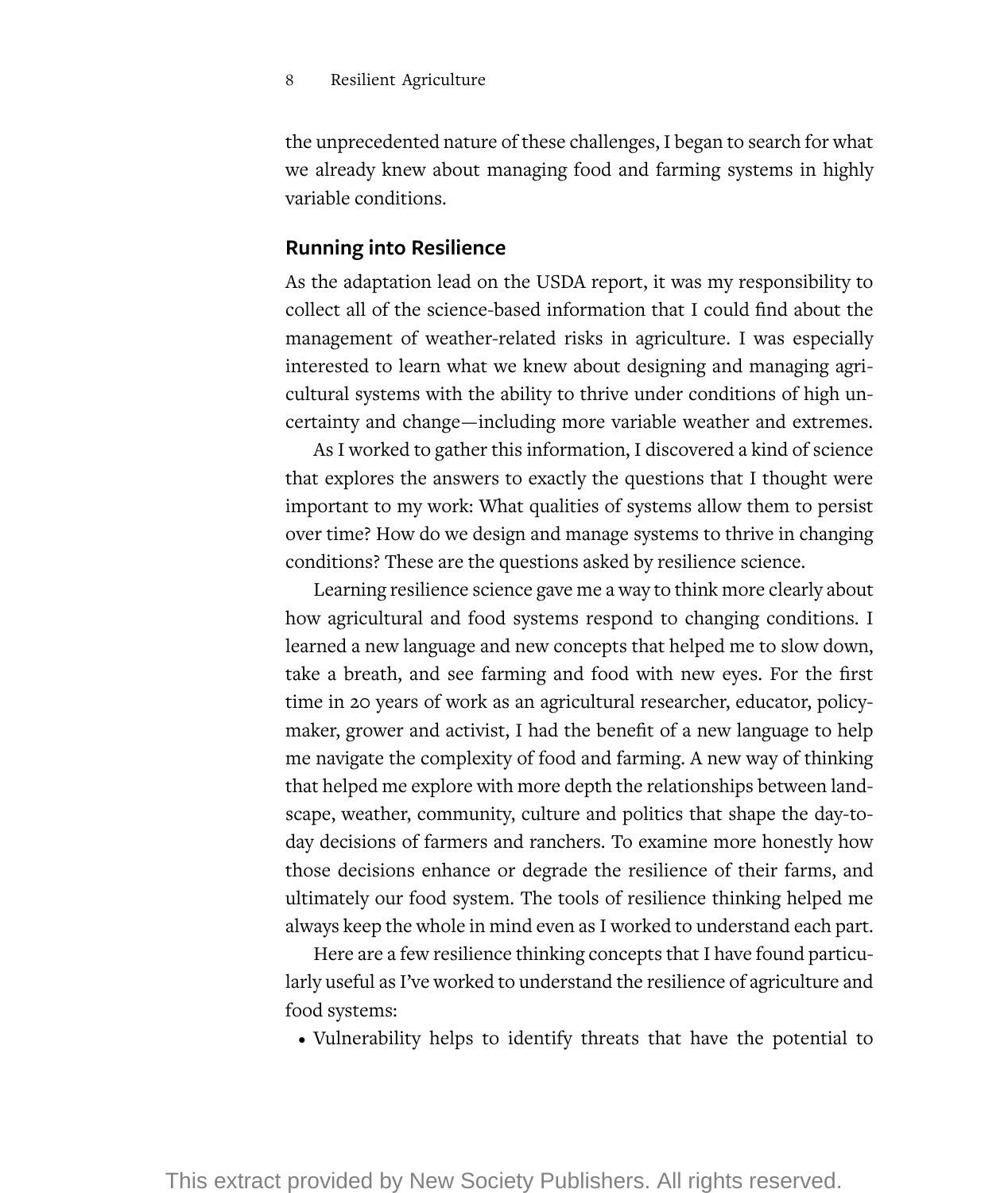the unprecedented nature of these challenges, I began to search for what we already knew about managing food and farming systems in highly variable conditions.

## Running into Resilience

As the adaptation lead on the USDA report, it was my responsibility to collect all of the science-based information that I could find about the management of weather-related risks in agriculture. I was especially interested to learn what we knew about designing and managing agricultural systems with the ability to thrive under conditions of high uncertainty and change—including more variable weather and extremes.

As I worked to gather this information, I discovered a kind of science that explores the answers to exactly the questions that I thought were important to my work: What qualities of systems allow them to persist over time? How do we design and manage systems to thrive in changing conditions? These are the questions asked by resilience science.

Learning resilience science gave me a way to think more clearly about how agricultural and food systems respond to changing conditions. I learned a new language and new concepts that helped me to slow down, take a breath, and see farming and food with new eyes. For the first time in 20 years of work as an agricultural researcher, educator, policymaker, grower and activist, I had the benefit of a new language to help me navigate the complexity of food and farming. A new way of thinking that helped me explore with more depth the relationships between landscape, weather, community, culture and politics that shape the day-to-day decisions of farmers and ranchers. To examine more honestly how those decisions enhance or degrade the resilience of their farms, and ultimately our food system. The tools of resilience thinking helped me always keep the whole in mind even as I worked to understand each part.

Here are a few resilience thinking concepts that I have found particularly useful as I've worked to understand the resilience of agriculture and food systems:

- Vulnerability helps to identify threats that have the potential to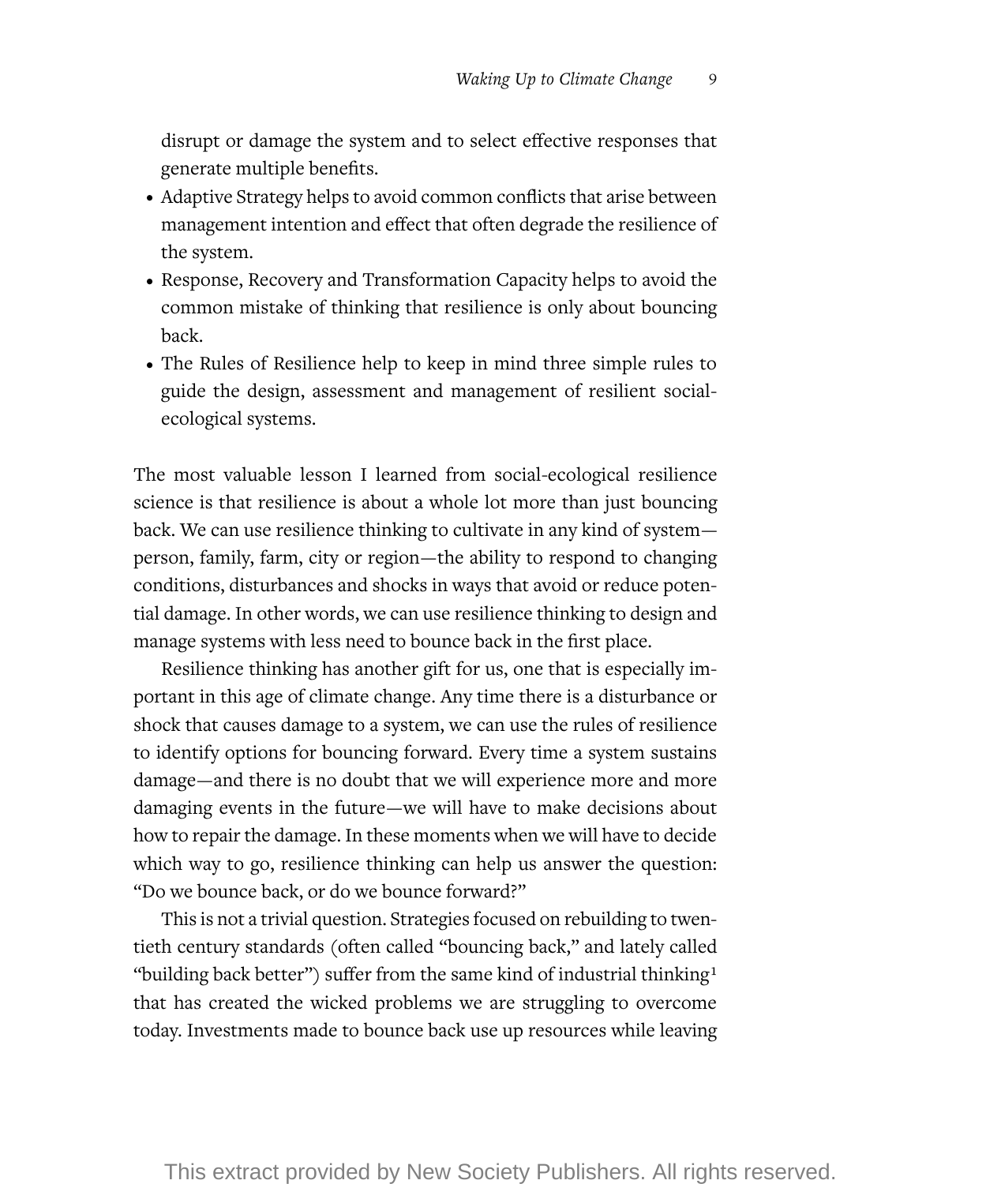disrupt or damage the system and to select effective responses that generate multiple benefits.

- Adaptive Strategy helps to avoid common conflicts that arise between management intention and effect that often degrade the resilience of the system.
- Response, Recovery and Transformation Capacity helps to avoid the common mistake of thinking that resilience is only about bouncing back.
- The Rules of Resilience help to keep in mind three simple rules to guide the design, assessment and management of resilient social-ecological systems.

The most valuable lesson I learned from social-ecological resilience science is that resilience is about a whole lot more than just bouncing back. We can use resilience thinking to cultivate in any kind of system—person, family, farm, city or region—the ability to respond to changing conditions, disturbances and shocks in ways that avoid or reduce potential damage. In other words, we can use resilience thinking to design and manage systems with less need to bounce back in the first place.

Resilience thinking has another gift for us, one that is especially important in this age of climate change. Any time there is a disturbance or shock that causes damage to a system, we can use the rules of resilience to identify options for bouncing forward. Every time a system sustains damage—and there is no doubt that we will experience more and more damaging events in the future—we will have to make decisions about how to repair the damage. In these moments when we will have to decide which way to go, resilience thinking can help us answer the question: "Do we bounce back, or do we bounce forward?"

This is not a trivial question. Strategies focused on rebuilding to twentieth century standards (often called "bouncing back," and lately called "building back better") suffer from the same kind of industrial thinking[1] that has created the wicked problems we are struggling to overcome today. Investments made to bounce back use up resources while leaving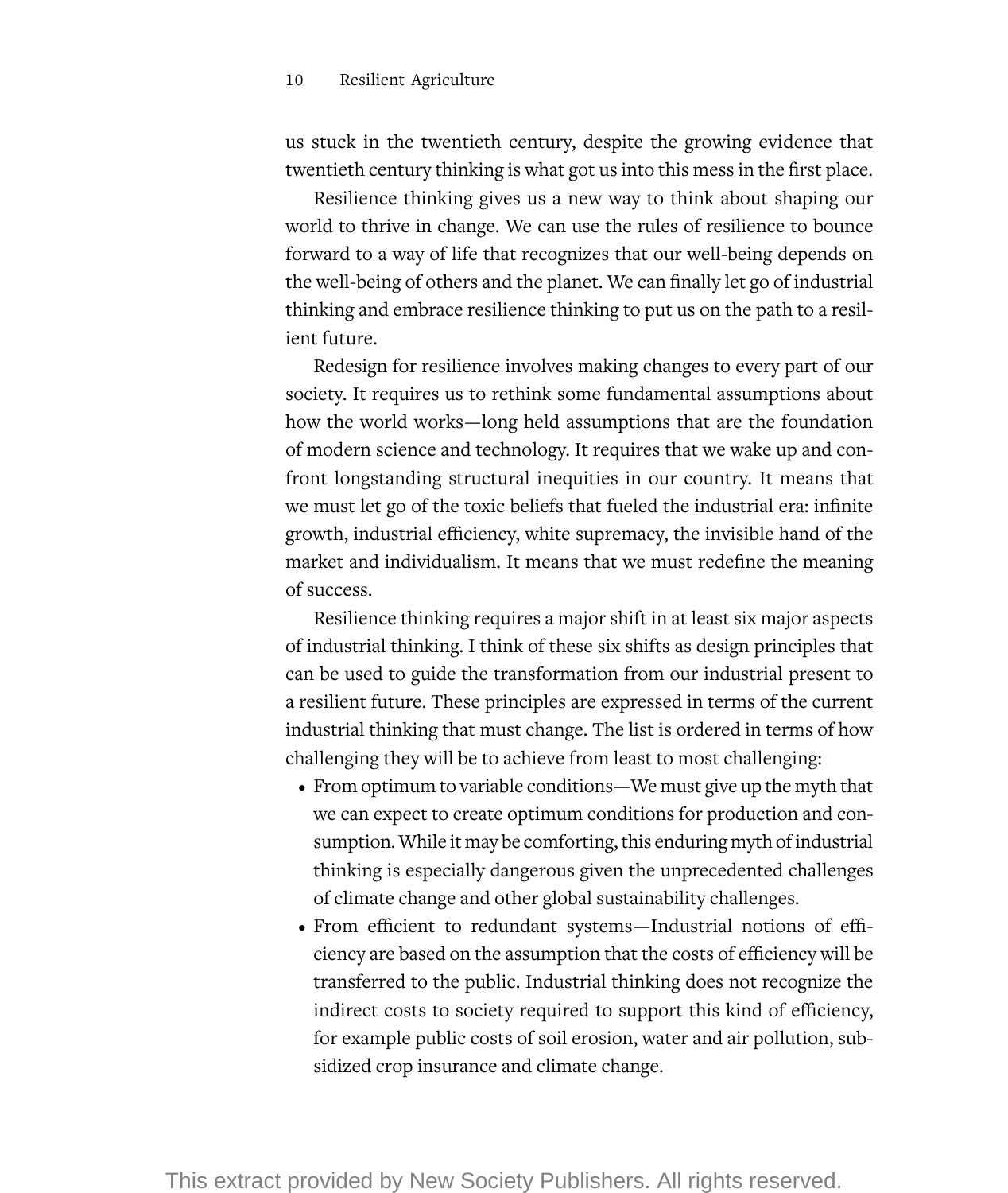us stuck in the twentieth century, despite the growing evidence that twentieth century thinking is what got us into this mess in the first place.

Resilience thinking gives us a new way to think about shaping our world to thrive in change. We can use the rules of resilience to bounce forward to a way of life that recognizes that our well-being depends on the well-being of others and the planet. We can finally let go of industrial thinking and embrace resilience thinking to put us on the path to a resilient future.

Redesign for resilience involves making changes to every part of our society. It requires us to rethink some fundamental assumptions about how the world works—long held assumptions that are the foundation of modern science and technology. It requires that we wake up and confront longstanding structural inequities in our country. It means that we must let go of the toxic beliefs that fueled the industrial era: infinite growth, industrial efficiency, white supremacy, the invisible hand of the market and individualism. It means that we must redefine the meaning of success.

Resilience thinking requires a major shift in at least six major aspects of industrial thinking. I think of these six shifts as design principles that can be used to guide the transformation from our industrial present to a resilient future. These principles are expressed in terms of the current industrial thinking that must change. The list is ordered in terms of how challenging they will be to achieve from least to most challenging:

- From optimum to variable conditions—We must give up the myth that we can expect to create optimum conditions for production and consumption. While it may be comforting, this enduring myth of industrial thinking is especially dangerous given the unprecedented challenges of climate change and other global sustainability challenges.
- From efficient to redundant systems—Industrial notions of efficiency are based on the assumption that the costs of efficiency will be transferred to the public. Industrial thinking does not recognize the indirect costs to society required to support this kind of efficiency, for example public costs of soil erosion, water and air pollution, subsidized crop insurance and climate change.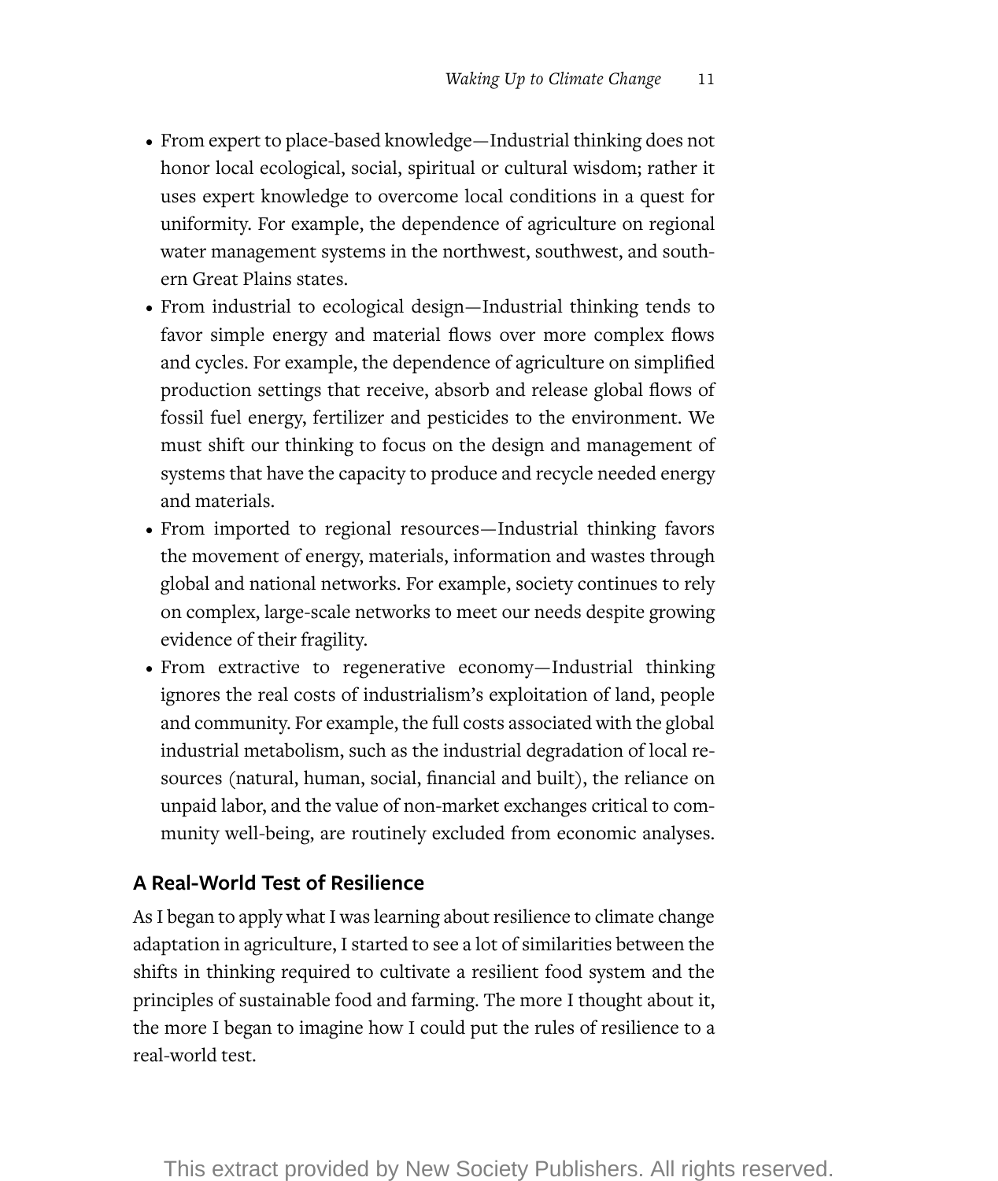- From expert to place-based knowledge—Industrial thinking does not honor local ecological, social, spiritual or cultural wisdom; rather it uses expert knowledge to overcome local conditions in a quest for uniformity. For example, the dependence of agriculture on regional water management systems in the northwest, southwest, and southern Great Plains states.
- From industrial to ecological design—Industrial thinking tends to favor simple energy and material flows over more complex flows and cycles. For example, the dependence of agriculture on simplified production settings that receive, absorb and release global flows of fossil fuel energy, fertilizer and pesticides to the environment. We must shift our thinking to focus on the design and management of systems that have the capacity to produce and recycle needed energy and materials.
- From imported to regional resources—Industrial thinking favors the movement of energy, materials, information and wastes through global and national networks. For example, society continues to rely on complex, large-scale networks to meet our needs despite growing evidence of their fragility.
- From extractive to regenerative economy—Industrial thinking ignores the real costs of industrialism's exploitation of land, people and community. For example, the full costs associated with the global industrial metabolism, such as the industrial degradation of local resources (natural, human, social, financial and built), the reliance on unpaid labor, and the value of non-market exchanges critical to community well-being, are routinely excluded from economic analyses.

## A Real-World Test of Resilience

As I began to apply what I was learning about resilience to climate change adaptation in agriculture, I started to see a lot of similarities between the shifts in thinking required to cultivate a resilient food system and the principles of sustainable food and farming. The more I thought about it, the more I began to imagine how I could put the rules of resilience to a real-world test.

This extract provided by New Society Publishers. All rights reserved.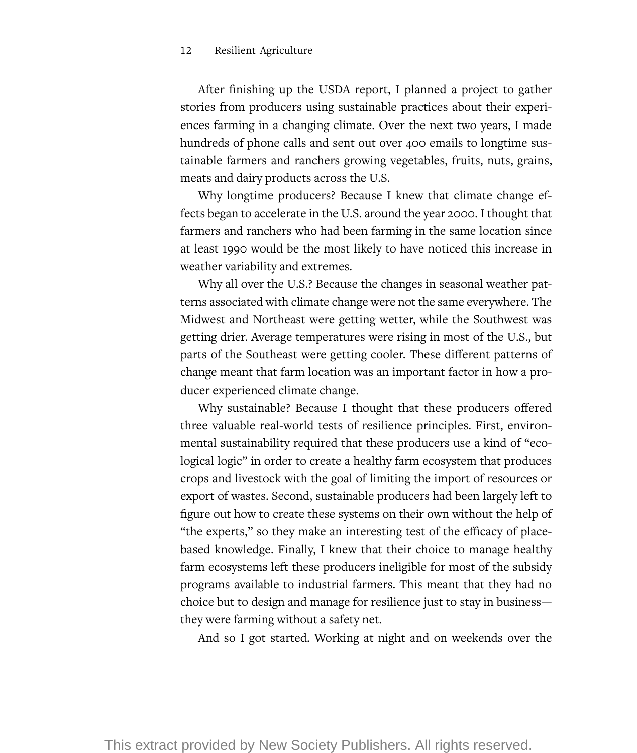After finishing up the USDA report, I planned a project to gather stories from producers using sustainable practices about their experiences farming in a changing climate. Over the next two years, I made hundreds of phone calls and sent out over 400 emails to longtime sustainable farmers and ranchers growing vegetables, fruits, nuts, grains, meats and dairy products across the U.S.

Why longtime producers? Because I knew that climate change effects began to accelerate in the U.S. around the year 2000. I thought that farmers and ranchers who had been farming in the same location since at least 1990 would be the most likely to have noticed this increase in weather variability and extremes.

Why all over the U.S.? Because the changes in seasonal weather patterns associated with climate change were not the same everywhere. The Midwest and Northeast were getting wetter, while the Southwest was getting drier. Average temperatures were rising in most of the U.S., but parts of the Southeast were getting cooler. These different patterns of change meant that farm location was an important factor in how a producer experienced climate change.

Why sustainable? Because I thought that these producers offered three valuable real-world tests of resilience principles. First, environmental sustainability required that these producers use a kind of "ecological logic" in order to create a healthy farm ecosystem that produces crops and livestock with the goal of limiting the import of resources or export of wastes. Second, sustainable producers had been largely left to figure out how to create these systems on their own without the help of "the experts," so they make an interesting test of the efficacy of place-based knowledge. Finally, I knew that their choice to manage healthy farm ecosystems left these producers ineligible for most of the subsidy programs available to industrial farmers. This meant that they had no choice but to design and manage for resilience just to stay in business—they were farming without a safety net.

And so I got started. Working at night and on weekends over the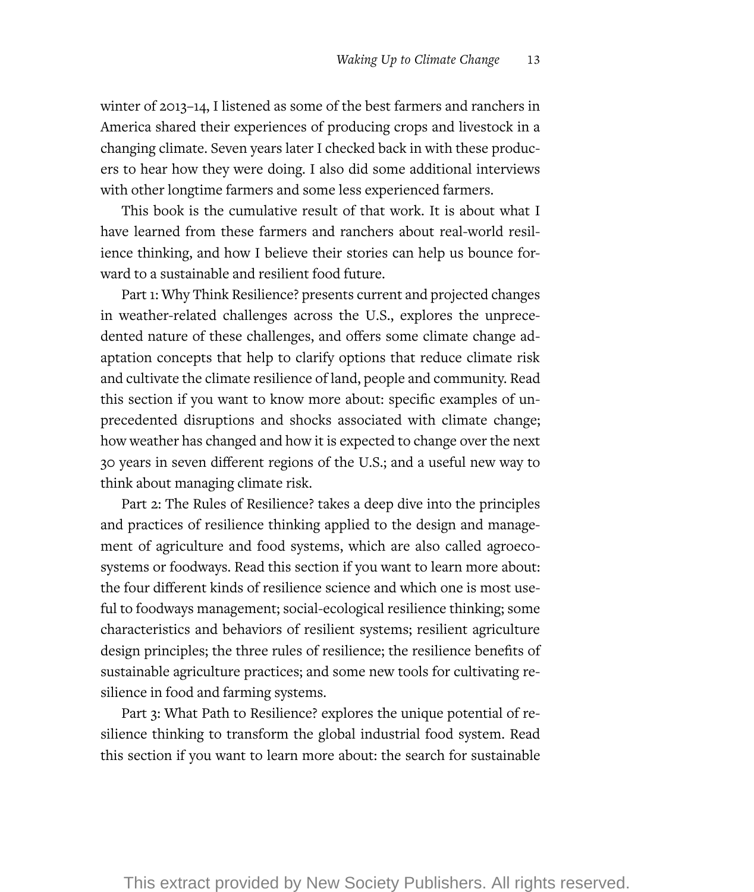winter of 2013–14, I listened as some of the best farmers and ranchers in America shared their experiences of producing crops and livestock in a changing climate. Seven years later I checked back in with these producers to hear how they were doing. I also did some additional interviews with other longtime farmers and some less experienced farmers.

This book is the cumulative result of that work. It is about what I have learned from these farmers and ranchers about real-world resilience thinking, and how I believe their stories can help us bounce forward to a sustainable and resilient food future.

Part 1: Why Think Resilience? presents current and projected changes in weather-related challenges across the U.S., explores the unprecedented nature of these challenges, and offers some climate change adaptation concepts that help to clarify options that reduce climate risk and cultivate the climate resilience of land, people and community. Read this section if you want to know more about: specific examples of unprecedented disruptions and shocks associated with climate change; how weather has changed and how it is expected to change over the next 30 years in seven different regions of the U.S.; and a useful new way to think about managing climate risk.

Part 2: The Rules of Resilience? takes a deep dive into the principles and practices of resilience thinking applied to the design and management of agriculture and food systems, which are also called agroecosystems or foodways. Read this section if you want to learn more about: the four different kinds of resilience science and which one is most useful to foodways management; social-ecological resilience thinking; some characteristics and behaviors of resilient systems; resilient agriculture design principles; the three rules of resilience; the resilience benefits of sustainable agriculture practices; and some new tools for cultivating resilience in food and farming systems.

Part 3: What Path to Resilience? explores the unique potential of resilience thinking to transform the global industrial food system. Read this section if you want to learn more about: the search for sustainable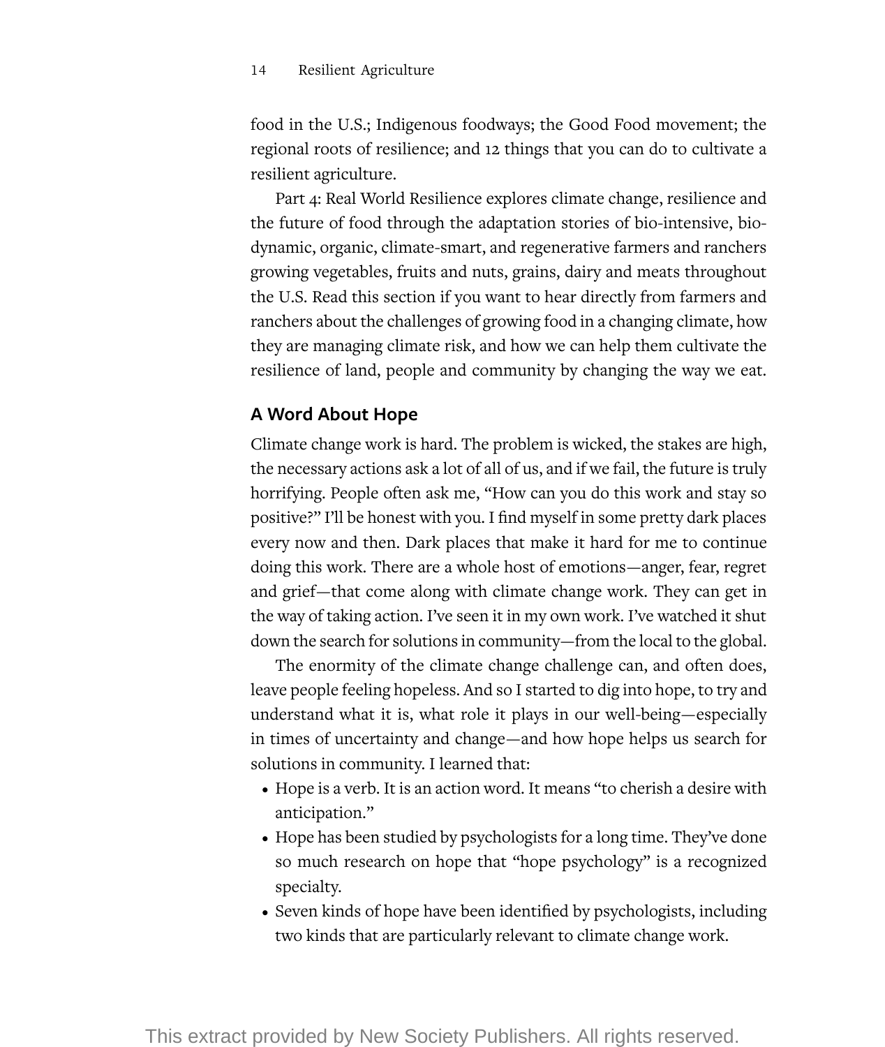food in the U.S.; Indigenous foodways; the Good Food movement; the regional roots of resilience; and 12 things that you can do to cultivate a resilient agriculture.

Part 4: Real World Resilience explores climate change, resilience and the future of food through the adaptation stories of bio-intensive, biodynamic, organic, climate-smart, and regenerative farmers and ranchers growing vegetables, fruits and nuts, grains, dairy and meats throughout the U.S. Read this section if you want to hear directly from farmers and ranchers about the challenges of growing food in a changing climate, how they are managing climate risk, and how we can help them cultivate the resilience of land, people and community by changing the way we eat.

## A Word About Hope

Climate change work is hard. The problem is wicked, the stakes are high, the necessary actions ask a lot of all of us, and if we fail, the future is truly horrifying. People often ask me, "How can you do this work and stay so positive?" I'll be honest with you. I find myself in some pretty dark places every now and then. Dark places that make it hard for me to continue doing this work. There are a whole host of emotions—anger, fear, regret and grief—that come along with climate change work. They can get in the way of taking action. I've seen it in my own work. I've watched it shut down the search for solutions in community—from the local to the global.

The enormity of the climate change challenge can, and often does, leave people feeling hopeless. And so I started to dig into hope, to try and understand what it is, what role it plays in our well-being—especially in times of uncertainty and change—and how hope helps us search for solutions in community. I learned that:

- Hope is a verb. It is an action word. It means "to cherish a desire with anticipation."
- Hope has been studied by psychologists for a long time. They've done so much research on hope that "hope psychology" is a recognized specialty.
- Seven kinds of hope have been identified by psychologists, including two kinds that are particularly relevant to climate change work.

This extract provided by New Society Publishers. All rights reserved.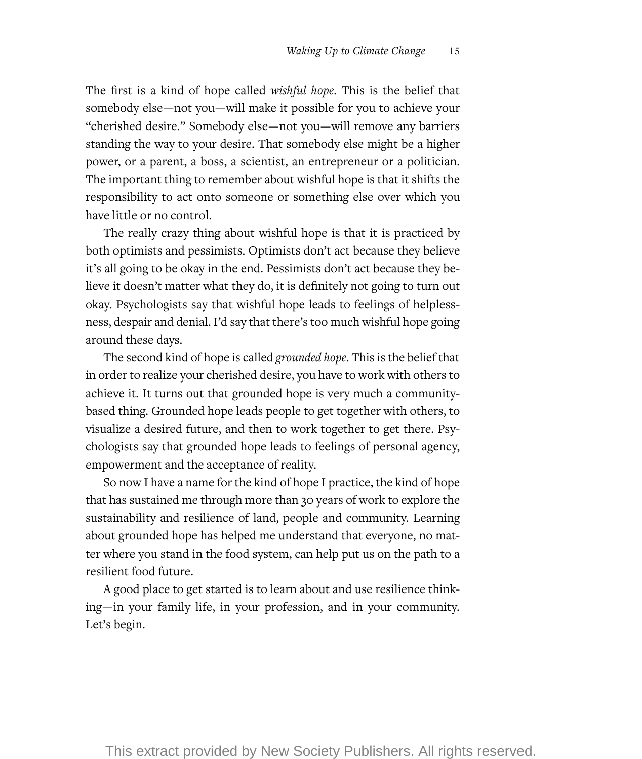The first is a kind of hope called *wishful hope*. This is the belief that somebody else—not you—will make it possible for you to achieve your "cherished desire." Somebody else—not you—will remove any barriers standing the way to your desire. That somebody else might be a higher power, or a parent, a boss, a scientist, an entrepreneur or a politician. The important thing to remember about wishful hope is that it shifts the responsibility to act onto someone or something else over which you have little or no control.

The really crazy thing about wishful hope is that it is practiced by both optimists and pessimists. Optimists don't act because they believe it's all going to be okay in the end. Pessimists don't act because they believe it doesn't matter what they do, it is definitely not going to turn out okay. Psychologists say that wishful hope leads to feelings of helplessness, despair and denial. I'd say that there's too much wishful hope going around these days.

The second kind of hope is called *grounded hope*. This is the belief that in order to realize your cherished desire, you have to work with others to achieve it. It turns out that grounded hope is very much a community-based thing. Grounded hope leads people to get together with others, to visualize a desired future, and then to work together to get there. Psychologists say that grounded hope leads to feelings of personal agency, empowerment and the acceptance of reality.

So now I have a name for the kind of hope I practice, the kind of hope that has sustained me through more than 30 years of work to explore the sustainability and resilience of land, people and community. Learning about grounded hope has helped me understand that everyone, no matter where you stand in the food system, can help put us on the path to a resilient food future.

A good place to get started is to learn about and use resilience thinking—in your family life, in your profession, and in your community. Let's begin.

This extract provided by New Society Publishers. All rights reserved.